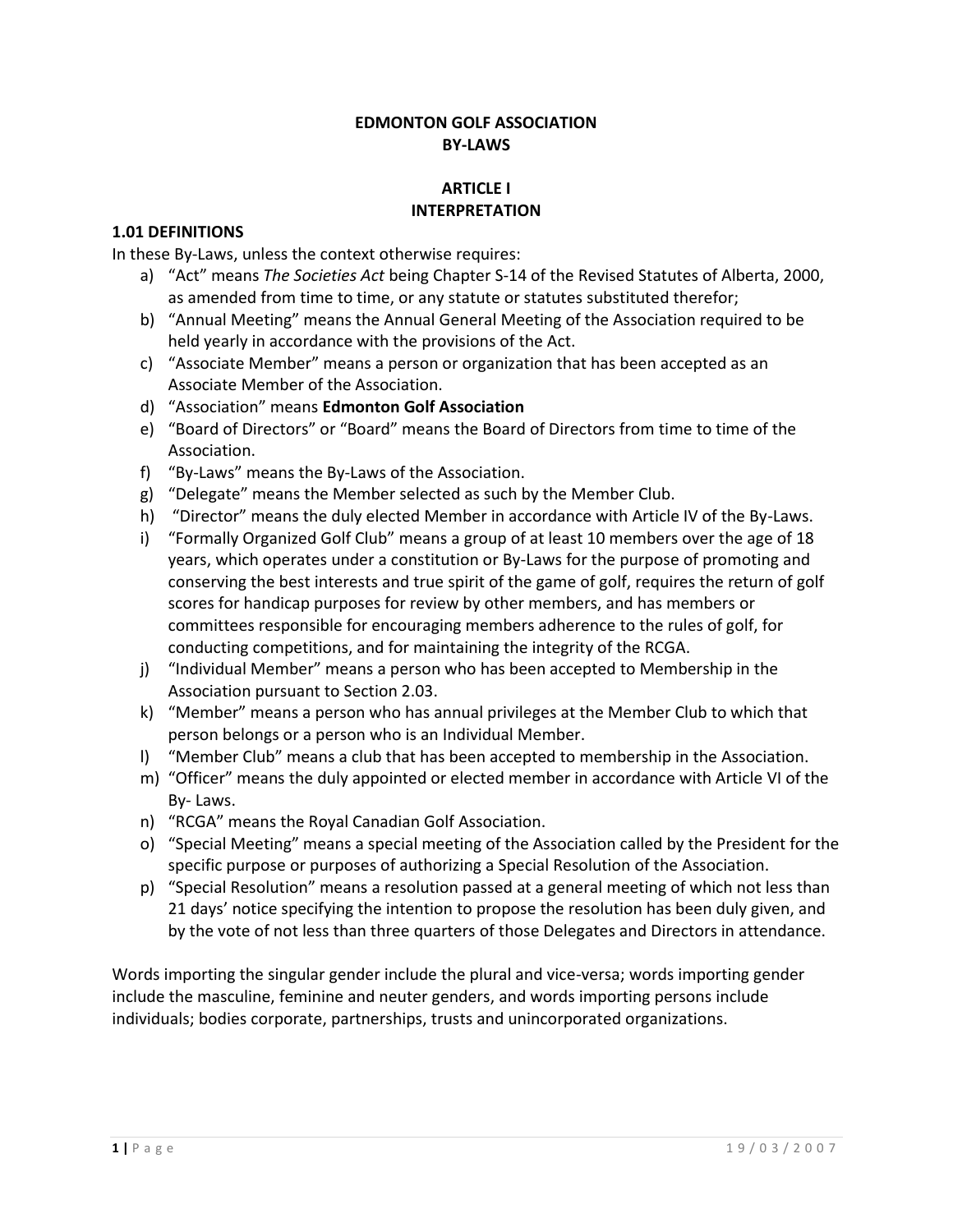# EDMONTON GOLF ASSOCIATION
# BY-LAWS

## ARTICLE I
## INTERPRETATION

### 1.01 DEFINITIONS

In these By-Laws, unless the context otherwise requires:

a) "Act" means *The Societies Act* being Chapter S-14 of the Revised Statutes of Alberta, 2000, as amended from time to time, or any statute or statutes substituted therefor;

b) "Annual Meeting" means the Annual General Meeting of the Association required to be held yearly in accordance with the provisions of the Act.

c) "Associate Member" means a person or organization that has been accepted as an Associate Member of the Association.

d) "Association" means **Edmonton Golf Association**

e) "Board of Directors" or "Board" means the Board of Directors from time to time of the Association.

f) "By-Laws" means the By-Laws of the Association.

g) "Delegate" means the Member selected as such by the Member Club.

h) "Director" means the duly elected Member in accordance with Article IV of the By-Laws.

i) "Formally Organized Golf Club" means a group of at least 10 members over the age of 18 years, which operates under a constitution or By-Laws for the purpose of promoting and conserving the best interests and true spirit of the game of golf, requires the return of golf scores for handicap purposes for review by other members, and has members or committees responsible for encouraging members adherence to the rules of golf, for conducting competitions, and for maintaining the integrity of the RCGA.

j) "Individual Member" means a person who has been accepted to Membership in the Association pursuant to Section 2.03.

k) "Member" means a person who has annual privileges at the Member Club to which that person belongs or a person who is an Individual Member.

l) "Member Club" means a club that has been accepted to membership in the Association.

m) "Officer" means the duly appointed or elected member in accordance with Article VI of the By- Laws.

n) "RCGA" means the Royal Canadian Golf Association.

o) "Special Meeting" means a special meeting of the Association called by the President for the specific purpose or purposes of authorizing a Special Resolution of the Association.

p) "Special Resolution" means a resolution passed at a general meeting of which not less than 21 days' notice specifying the intention to propose the resolution has been duly given, and by the vote of not less than three quarters of those Delegates and Directors in attendance.

Words importing the singular gender include the plural and vice-versa; words importing gender include the masculine, feminine and neuter genders, and words importing persons include individuals; bodies corporate, partnerships, trusts and unincorporated organizations.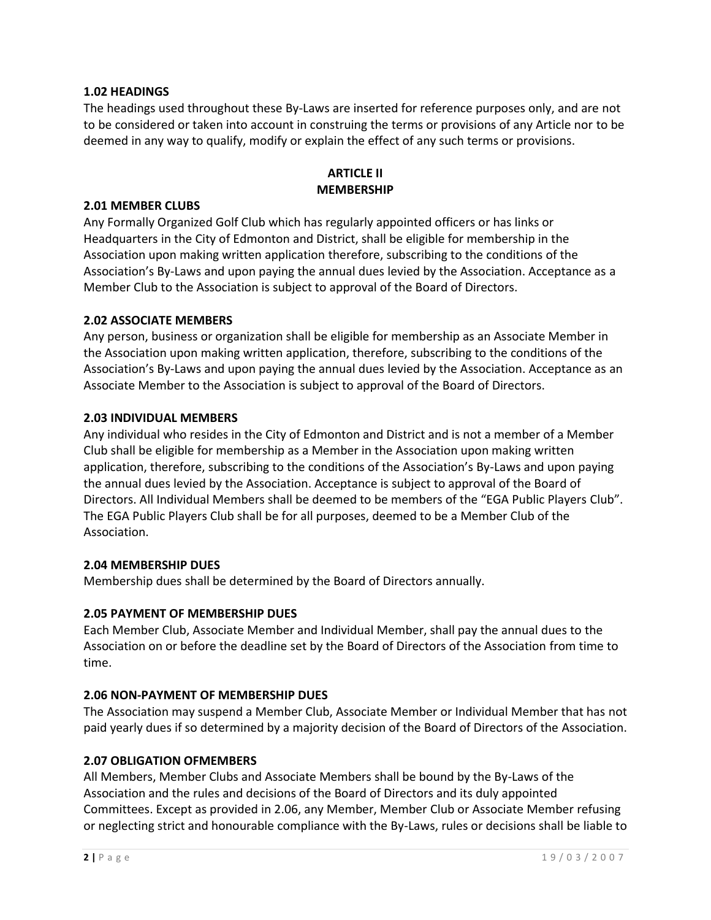### 1.02 HEADINGS

The headings used throughout these By-Laws are inserted for reference purposes only, and are not to be considered or taken into account in construing the terms or provisions of any Article nor to be deemed in any way to qualify, modify or explain the effect of any such terms or provisions.

## ARTICLE II
## MEMBERSHIP

### 2.01 MEMBER CLUBS

Any Formally Organized Golf Club which has regularly appointed officers or has links or Headquarters in the City of Edmonton and District, shall be eligible for membership in the Association upon making written application therefore, subscribing to the conditions of the Association's By-Laws and upon paying the annual dues levied by the Association. Acceptance as a Member Club to the Association is subject to approval of the Board of Directors.

### 2.02 ASSOCIATE MEMBERS

Any person, business or organization shall be eligible for membership as an Associate Member in the Association upon making written application, therefore, subscribing to the conditions of the Association's By-Laws and upon paying the annual dues levied by the Association. Acceptance as an Associate Member to the Association is subject to approval of the Board of Directors.

### 2.03 INDIVIDUAL MEMBERS

Any individual who resides in the City of Edmonton and District and is not a member of a Member Club shall be eligible for membership as a Member in the Association upon making written application, therefore, subscribing to the conditions of the Association's By-Laws and upon paying the annual dues levied by the Association. Acceptance is subject to approval of the Board of Directors. All Individual Members shall be deemed to be members of the "EGA Public Players Club". The EGA Public Players Club shall be for all purposes, deemed to be a Member Club of the Association.

### 2.04 MEMBERSHIP DUES

Membership dues shall be determined by the Board of Directors annually.

### 2.05 PAYMENT OF MEMBERSHIP DUES

Each Member Club, Associate Member and Individual Member, shall pay the annual dues to the Association on or before the deadline set by the Board of Directors of the Association from time to time.

### 2.06 NON-PAYMENT OF MEMBERSHIP DUES

The Association may suspend a Member Club, Associate Member or Individual Member that has not paid yearly dues if so determined by a majority decision of the Board of Directors of the Association.

### 2.07 OBLIGATION OFMEMBERS

All Members, Member Clubs and Associate Members shall be bound by the By-Laws of the Association and the rules and decisions of the Board of Directors and its duly appointed Committees. Except as provided in 2.06, any Member, Member Club or Associate Member refusing or neglecting strict and honourable compliance with the By-Laws, rules or decisions shall be liable to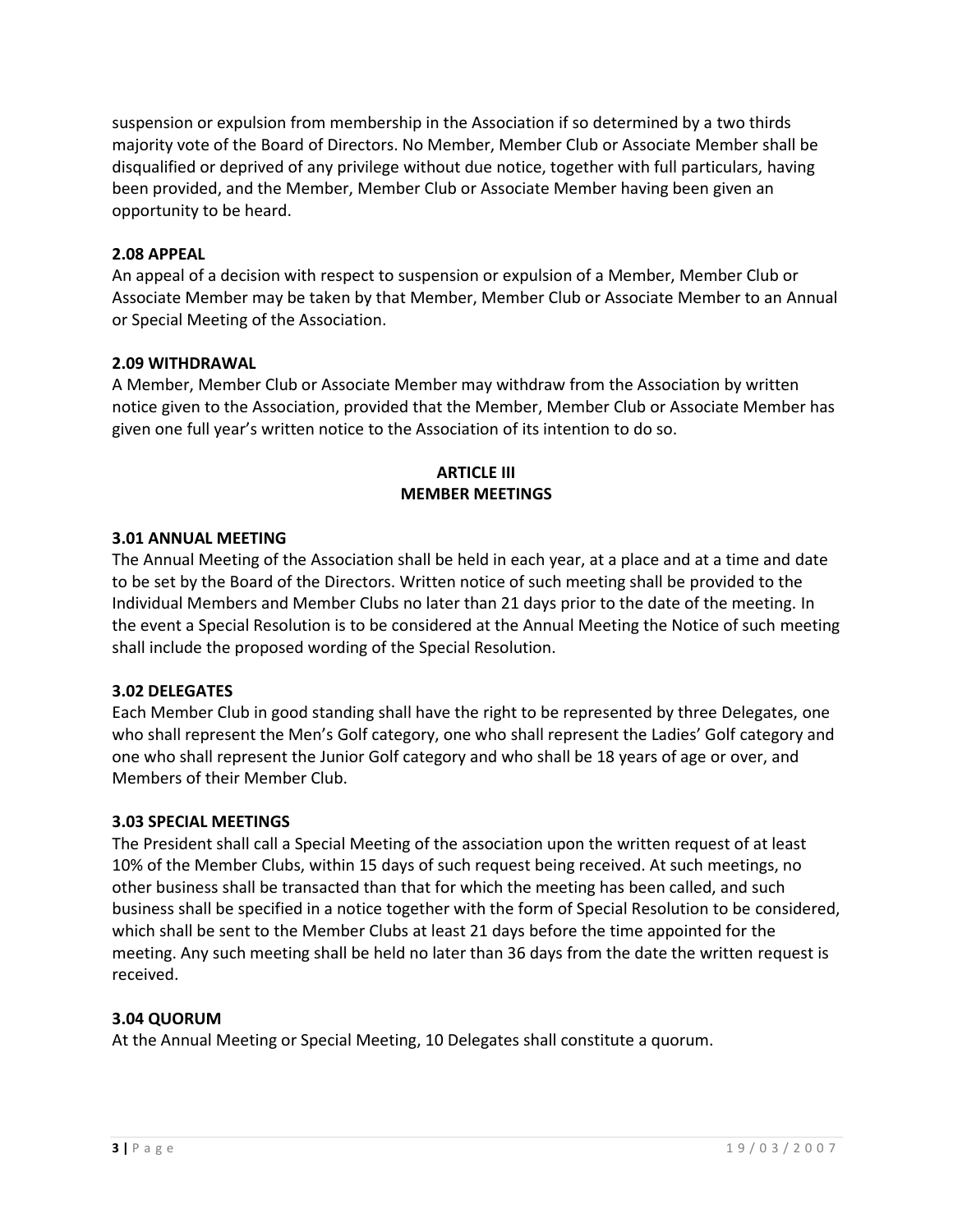suspension or expulsion from membership in the Association if so determined by a two thirds majority vote of the Board of Directors. No Member, Member Club or Associate Member shall be disqualified or deprived of any privilege without due notice, together with full particulars, having been provided, and the Member, Member Club or Associate Member having been given an opportunity to be heard.

**2.08 APPEAL**

An appeal of a decision with respect to suspension or expulsion of a Member, Member Club or Associate Member may be taken by that Member, Member Club or Associate Member to an Annual or Special Meeting of the Association.

**2.09 WITHDRAWAL**

A Member, Member Club or Associate Member may withdraw from the Association by written notice given to the Association, provided that the Member, Member Club or Associate Member has given one full year's written notice to the Association of its intention to do so.

## ARTICLE III
## MEMBER MEETINGS

**3.01 ANNUAL MEETING**

The Annual Meeting of the Association shall be held in each year, at a place and at a time and date to be set by the Board of the Directors. Written notice of such meeting shall be provided to the Individual Members and Member Clubs no later than 21 days prior to the date of the meeting. In the event a Special Resolution is to be considered at the Annual Meeting the Notice of such meeting shall include the proposed wording of the Special Resolution.

**3.02 DELEGATES**

Each Member Club in good standing shall have the right to be represented by three Delegates, one who shall represent the Men's Golf category, one who shall represent the Ladies' Golf category and one who shall represent the Junior Golf category and who shall be 18 years of age or over, and Members of their Member Club.

**3.03 SPECIAL MEETINGS**

The President shall call a Special Meeting of the association upon the written request of at least 10% of the Member Clubs, within 15 days of such request being received. At such meetings, no other business shall be transacted than that for which the meeting has been called, and such business shall be specified in a notice together with the form of Special Resolution to be considered, which shall be sent to the Member Clubs at least 21 days before the time appointed for the meeting. Any such meeting shall be held no later than 36 days from the date the written request is received.

**3.04 QUORUM**

At the Annual Meeting or Special Meeting, 10 Delegates shall constitute a quorum.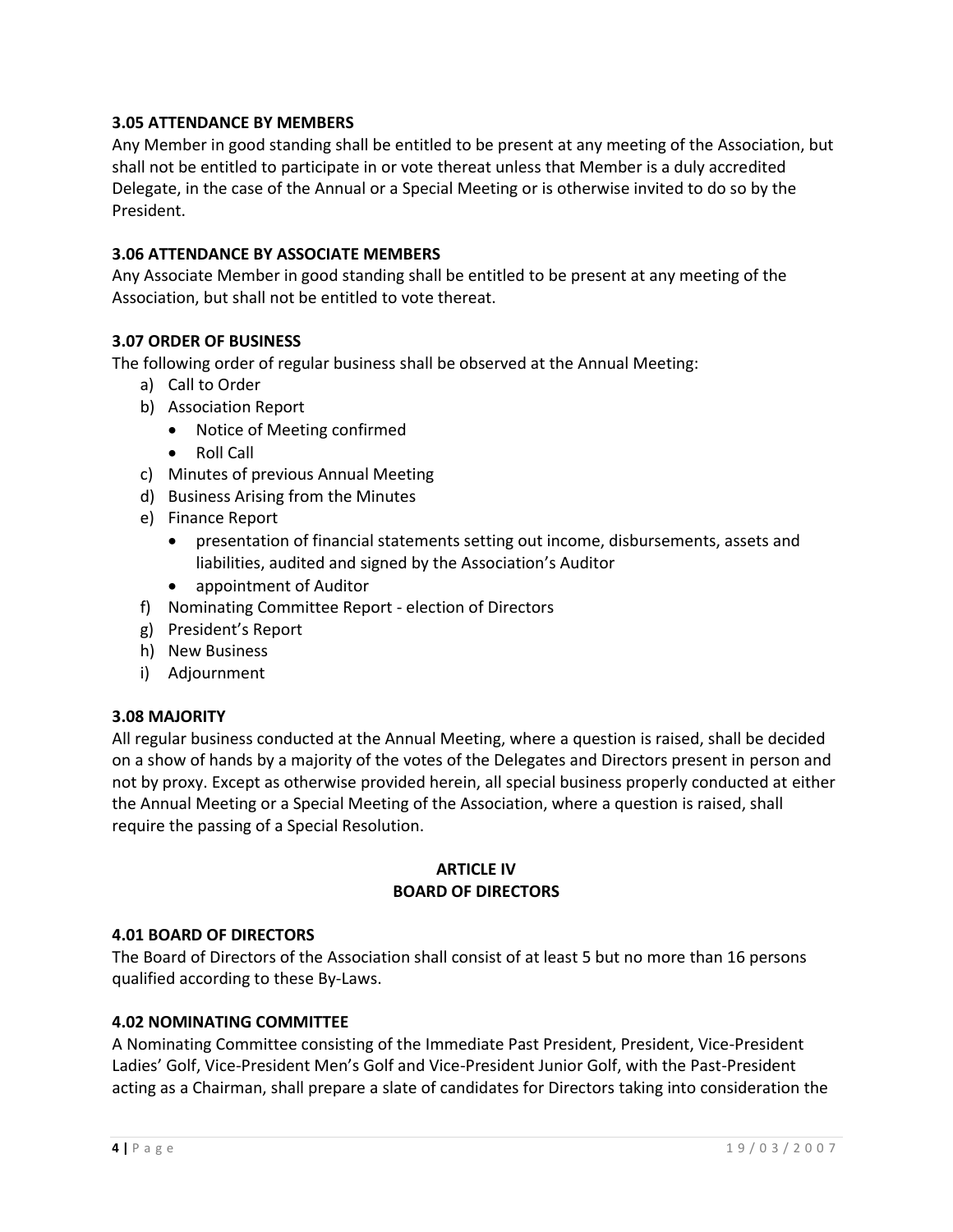### 3.05 ATTENDANCE BY MEMBERS

Any Member in good standing shall be entitled to be present at any meeting of the Association, but shall not be entitled to participate in or vote thereat unless that Member is a duly accredited Delegate, in the case of the Annual or a Special Meeting or is otherwise invited to do so by the President.

### 3.06 ATTENDANCE BY ASSOCIATE MEMBERS

Any Associate Member in good standing shall be entitled to be present at any meeting of the Association, but shall not be entitled to vote thereat.

### 3.07 ORDER OF BUSINESS

The following order of regular business shall be observed at the Annual Meeting:

a) Call to Order
b) Association Report
   - Notice of Meeting confirmed
   - Roll Call
c) Minutes of previous Annual Meeting
d) Business Arising from the Minutes
e) Finance Report
   - presentation of financial statements setting out income, disbursements, assets and liabilities, audited and signed by the Association's Auditor
   - appointment of Auditor
f) Nominating Committee Report - election of Directors
g) President's Report
h) New Business
i) Adjournment

### 3.08 MAJORITY

All regular business conducted at the Annual Meeting, where a question is raised, shall be decided on a show of hands by a majority of the votes of the Delegates and Directors present in person and not by proxy. Except as otherwise provided herein, all special business properly conducted at either the Annual Meeting or a Special Meeting of the Association, where a question is raised, shall require the passing of a Special Resolution.

## ARTICLE IV
## BOARD OF DIRECTORS

### 4.01 BOARD OF DIRECTORS

The Board of Directors of the Association shall consist of at least 5 but no more than 16 persons qualified according to these By-Laws.

### 4.02 NOMINATING COMMITTEE

A Nominating Committee consisting of the Immediate Past President, President, Vice-President Ladies' Golf, Vice-President Men's Golf and Vice-President Junior Golf, with the Past-President acting as a Chairman, shall prepare a slate of candidates for Directors taking into consideration the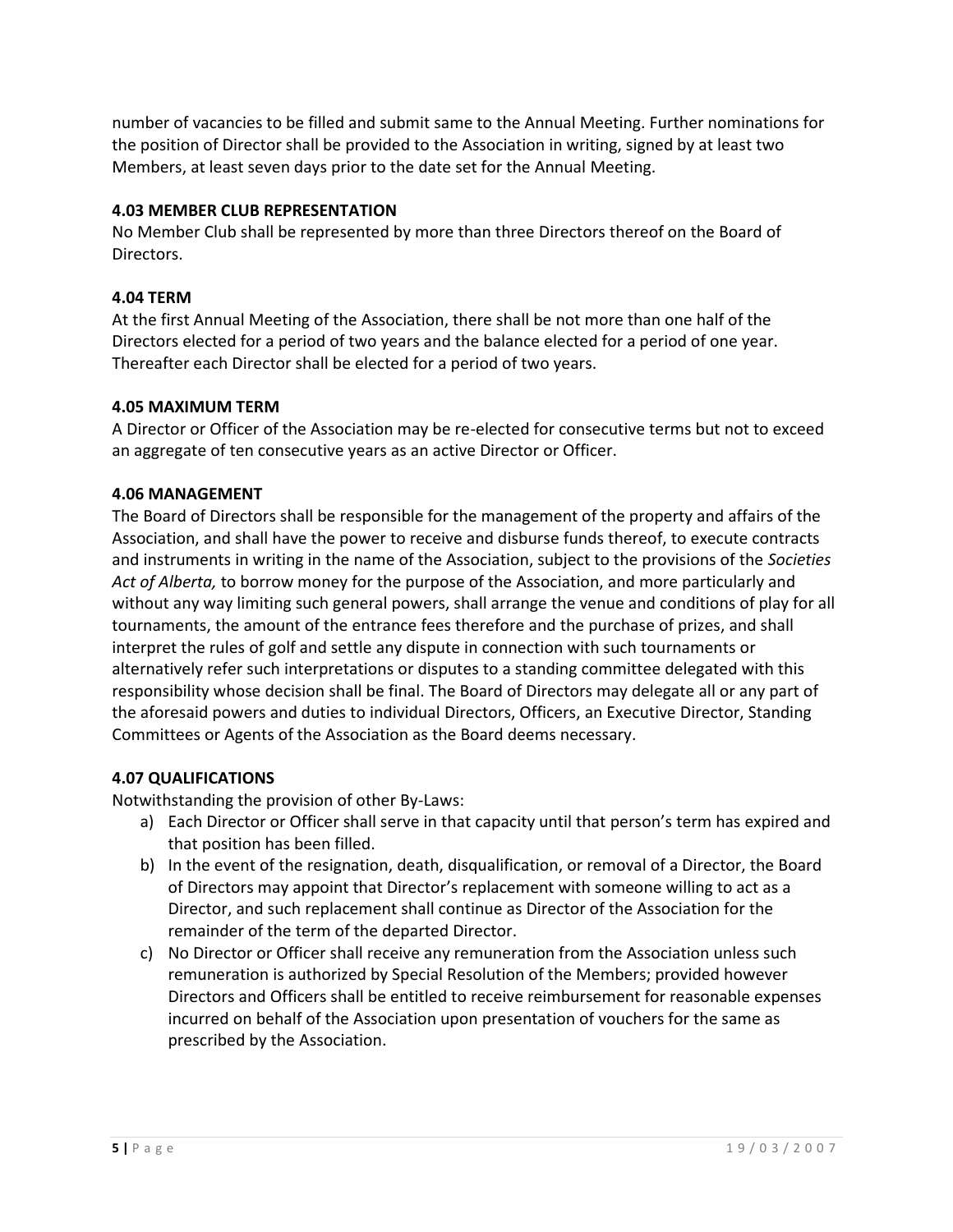number of vacancies to be filled and submit same to the Annual Meeting. Further nominations for the position of Director shall be provided to the Association in writing, signed by at least two Members, at least seven days prior to the date set for the Annual Meeting.

**4.03 MEMBER CLUB REPRESENTATION**
No Member Club shall be represented by more than three Directors thereof on the Board of Directors.

**4.04 TERM**
At the first Annual Meeting of the Association, there shall be not more than one half of the Directors elected for a period of two years and the balance elected for a period of one year. Thereafter each Director shall be elected for a period of two years.

**4.05 MAXIMUM TERM**
A Director or Officer of the Association may be re-elected for consecutive terms but not to exceed an aggregate of ten consecutive years as an active Director or Officer.

**4.06 MANAGEMENT**
The Board of Directors shall be responsible for the management of the property and affairs of the Association, and shall have the power to receive and disburse funds thereof, to execute contracts and instruments in writing in the name of the Association, subject to the provisions of the *Societies Act of Alberta,* to borrow money for the purpose of the Association, and more particularly and without any way limiting such general powers, shall arrange the venue and conditions of play for all tournaments, the amount of the entrance fees therefore and the purchase of prizes, and shall interpret the rules of golf and settle any dispute in connection with such tournaments or alternatively refer such interpretations or disputes to a standing committee delegated with this responsibility whose decision shall be final. The Board of Directors may delegate all or any part of the aforesaid powers and duties to individual Directors, Officers, an Executive Director, Standing Committees or Agents of the Association as the Board deems necessary.

**4.07 QUALIFICATIONS**
Notwithstanding the provision of other By-Laws:

a) Each Director or Officer shall serve in that capacity until that person's term has expired and that position has been filled.
b) In the event of the resignation, death, disqualification, or removal of a Director, the Board of Directors may appoint that Director's replacement with someone willing to act as a Director, and such replacement shall continue as Director of the Association for the remainder of the term of the departed Director.
c) No Director or Officer shall receive any remuneration from the Association unless such remuneration is authorized by Special Resolution of the Members; provided however Directors and Officers shall be entitled to receive reimbursement for reasonable expenses incurred on behalf of the Association upon presentation of vouchers for the same as prescribed by the Association.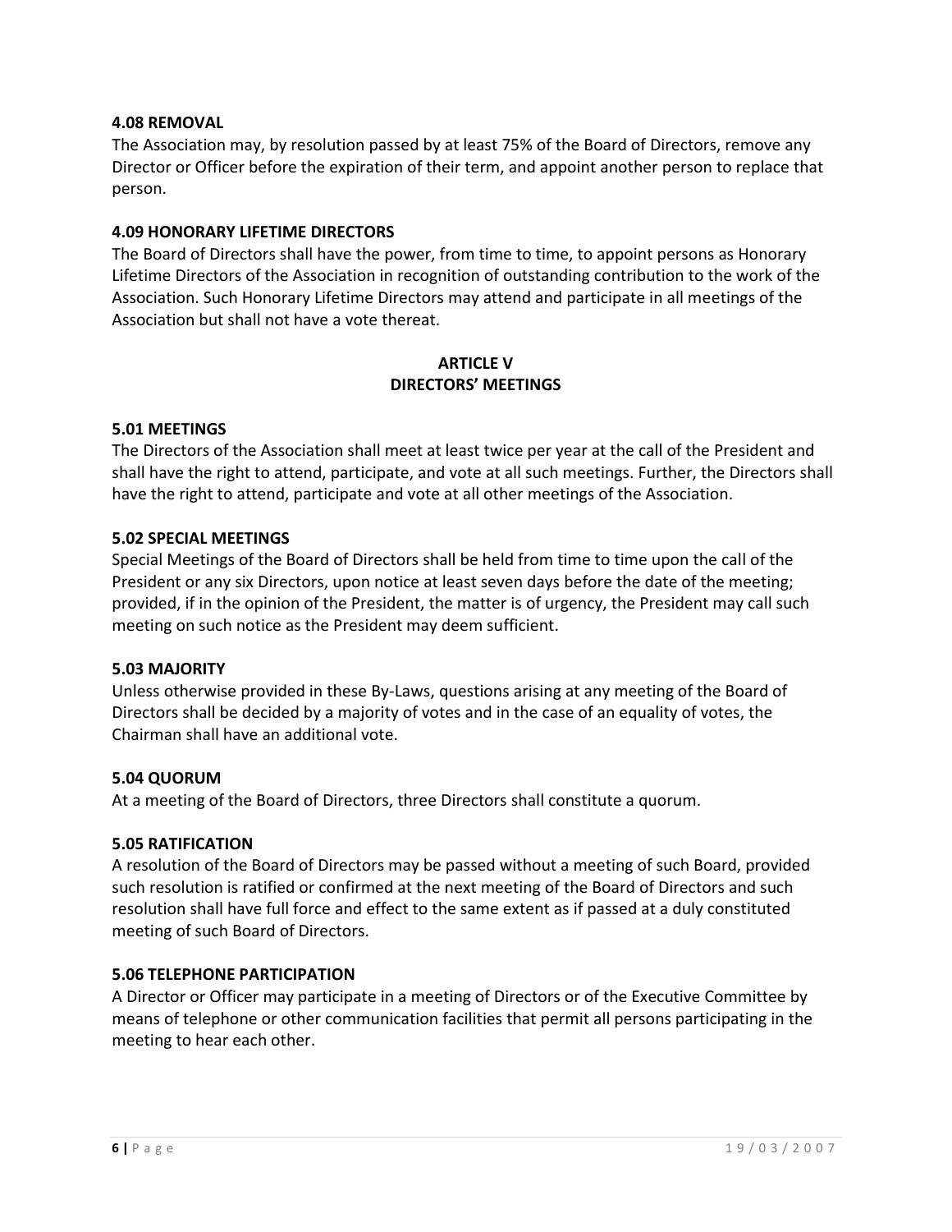**4.08 REMOVAL**

The Association may, by resolution passed by at least 75% of the Board of Directors, remove any Director or Officer before the expiration of their term, and appoint another person to replace that person.

**4.09 HONORARY LIFETIME DIRECTORS**

The Board of Directors shall have the power, from time to time, to appoint persons as Honorary Lifetime Directors of the Association in recognition of outstanding contribution to the work of the Association. Such Honorary Lifetime Directors may attend and participate in all meetings of the Association but shall not have a vote thereat.

## ARTICLE V
## DIRECTORS' MEETINGS

**5.01 MEETINGS**

The Directors of the Association shall meet at least twice per year at the call of the President and shall have the right to attend, participate, and vote at all such meetings. Further, the Directors shall have the right to attend, participate and vote at all other meetings of the Association.

**5.02 SPECIAL MEETINGS**

Special Meetings of the Board of Directors shall be held from time to time upon the call of the President or any six Directors, upon notice at least seven days before the date of the meeting; provided, if in the opinion of the President, the matter is of urgency, the President may call such meeting on such notice as the President may deem sufficient.

**5.03 MAJORITY**

Unless otherwise provided in these By-Laws, questions arising at any meeting of the Board of Directors shall be decided by a majority of votes and in the case of an equality of votes, the Chairman shall have an additional vote.

**5.04 QUORUM**

At a meeting of the Board of Directors, three Directors shall constitute a quorum.

**5.05 RATIFICATION**

A resolution of the Board of Directors may be passed without a meeting of such Board, provided such resolution is ratified or confirmed at the next meeting of the Board of Directors and such resolution shall have full force and effect to the same extent as if passed at a duly constituted meeting of such Board of Directors.

**5.06 TELEPHONE PARTICIPATION**

A Director or Officer may participate in a meeting of Directors or of the Executive Committee by means of telephone or other communication facilities that permit all persons participating in the meeting to hear each other.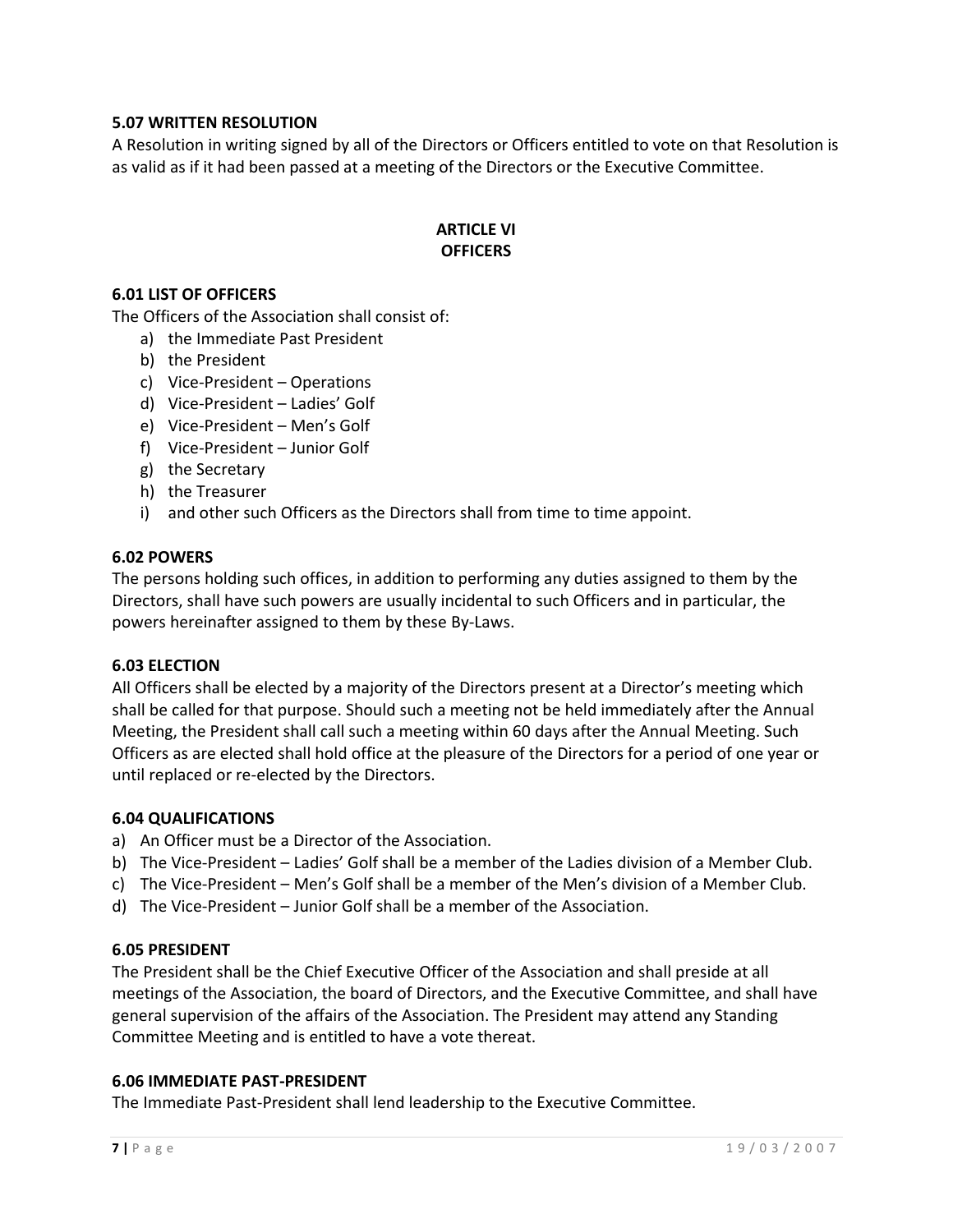### 5.07 WRITTEN RESOLUTION

A Resolution in writing signed by all of the Directors or Officers entitled to vote on that Resolution is as valid as if it had been passed at a meeting of the Directors or the Executive Committee.

## ARTICLE VI
## OFFICERS

### 6.01 LIST OF OFFICERS

The Officers of the Association shall consist of:

a) the Immediate Past President
b) the President
c) Vice-President – Operations
d) Vice-President – Ladies' Golf
e) Vice-President – Men's Golf
f) Vice-President – Junior Golf
g) the Secretary
h) the Treasurer
i) and other such Officers as the Directors shall from time to time appoint.

### 6.02 POWERS

The persons holding such offices, in addition to performing any duties assigned to them by the Directors, shall have such powers are usually incidental to such Officers and in particular, the powers hereinafter assigned to them by these By-Laws.

### 6.03 ELECTION

All Officers shall be elected by a majority of the Directors present at a Director's meeting which shall be called for that purpose. Should such a meeting not be held immediately after the Annual Meeting, the President shall call such a meeting within 60 days after the Annual Meeting. Such Officers as are elected shall hold office at the pleasure of the Directors for a period of one year or until replaced or re-elected by the Directors.

### 6.04 QUALIFICATIONS

a) An Officer must be a Director of the Association.
b) The Vice-President – Ladies' Golf shall be a member of the Ladies division of a Member Club.
c) The Vice-President – Men's Golf shall be a member of the Men's division of a Member Club.
d) The Vice-President – Junior Golf shall be a member of the Association.

### 6.05 PRESIDENT

The President shall be the Chief Executive Officer of the Association and shall preside at all meetings of the Association, the board of Directors, and the Executive Committee, and shall have general supervision of the affairs of the Association. The President may attend any Standing Committee Meeting and is entitled to have a vote thereat.

### 6.06 IMMEDIATE PAST-PRESIDENT

The Immediate Past-President shall lend leadership to the Executive Committee.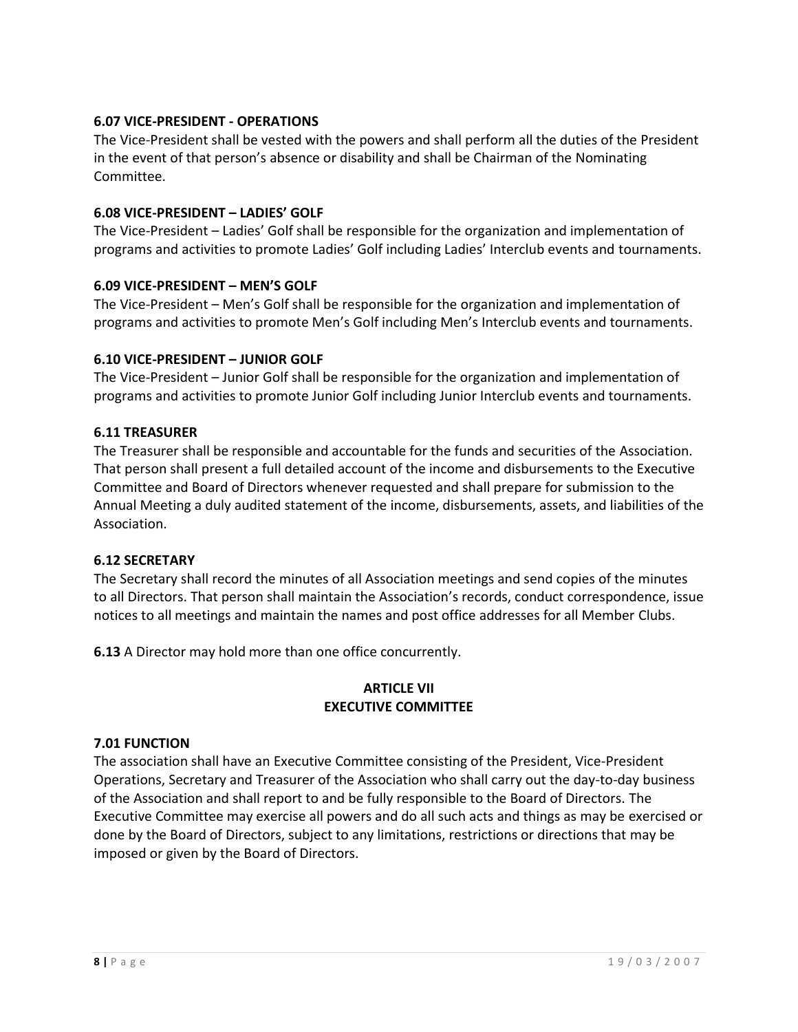### 6.07 VICE-PRESIDENT - OPERATIONS

The Vice-President shall be vested with the powers and shall perform all the duties of the President in the event of that person's absence or disability and shall be Chairman of the Nominating Committee.

### 6.08 VICE-PRESIDENT – LADIES' GOLF

The Vice-President – Ladies' Golf shall be responsible for the organization and implementation of programs and activities to promote Ladies' Golf including Ladies' Interclub events and tournaments.

### 6.09 VICE-PRESIDENT – MEN'S GOLF

The Vice-President – Men's Golf shall be responsible for the organization and implementation of programs and activities to promote Men's Golf including Men's Interclub events and tournaments.

### 6.10 VICE-PRESIDENT – JUNIOR GOLF

The Vice-President – Junior Golf shall be responsible for the organization and implementation of programs and activities to promote Junior Golf including Junior Interclub events and tournaments.

### 6.11 TREASURER

The Treasurer shall be responsible and accountable for the funds and securities of the Association. That person shall present a full detailed account of the income and disbursements to the Executive Committee and Board of Directors whenever requested and shall prepare for submission to the Annual Meeting a duly audited statement of the income, disbursements, assets, and liabilities of the Association.

### 6.12 SECRETARY

The Secretary shall record the minutes of all Association meetings and send copies of the minutes to all Directors. That person shall maintain the Association's records, conduct correspondence, issue notices to all meetings and maintain the names and post office addresses for all Member Clubs.

**6.13** A Director may hold more than one office concurrently.

## ARTICLE VII
## EXECUTIVE COMMITTEE

### 7.01 FUNCTION

The association shall have an Executive Committee consisting of the President, Vice-President Operations, Secretary and Treasurer of the Association who shall carry out the day-to-day business of the Association and shall report to and be fully responsible to the Board of Directors. The Executive Committee may exercise all powers and do all such acts and things as may be exercised or done by the Board of Directors, subject to any limitations, restrictions or directions that may be imposed or given by the Board of Directors.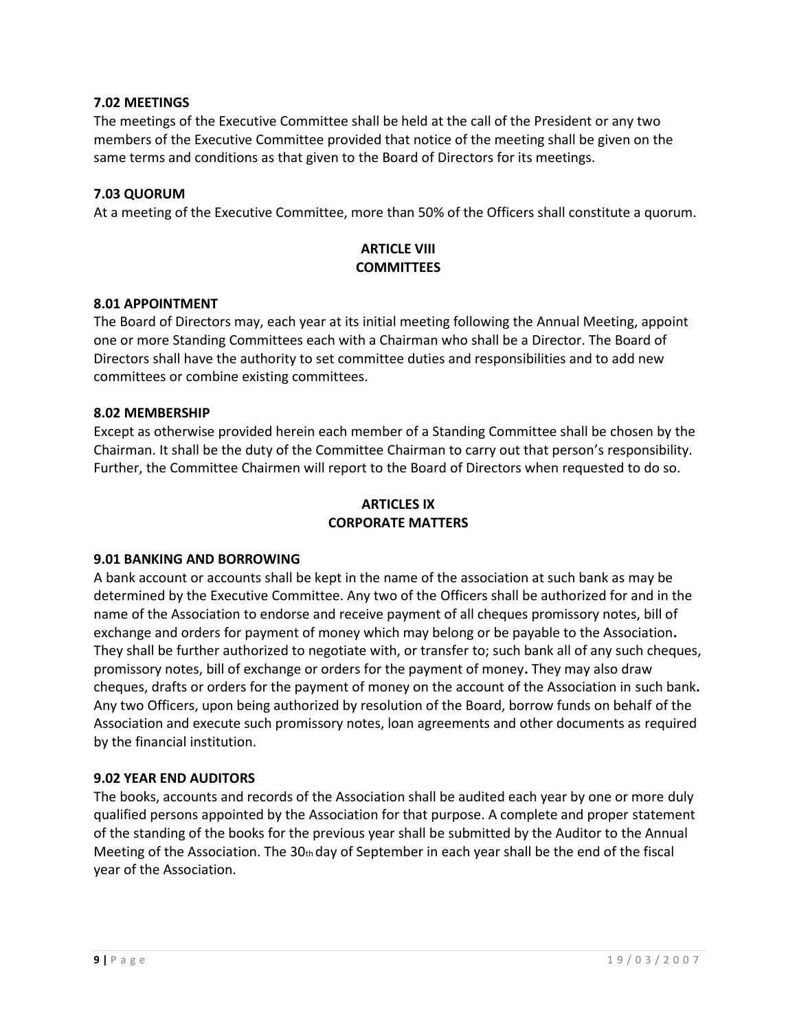### 7.02 MEETINGS

The meetings of the Executive Committee shall be held at the call of the President or any two members of the Executive Committee provided that notice of the meeting shall be given on the same terms and conditions as that given to the Board of Directors for its meetings.

### 7.03 QUORUM

At a meeting of the Executive Committee, more than 50% of the Officers shall constitute a quorum.

## ARTICLE VIII
## COMMITTEES

### 8.01 APPOINTMENT

The Board of Directors may, each year at its initial meeting following the Annual Meeting, appoint one or more Standing Committees each with a Chairman who shall be a Director. The Board of Directors shall have the authority to set committee duties and responsibilities and to add new committees or combine existing committees.

### 8.02 MEMBERSHIP

Except as otherwise provided herein each member of a Standing Committee shall be chosen by the Chairman. It shall be the duty of the Committee Chairman to carry out that person's responsibility. Further, the Committee Chairmen will report to the Board of Directors when requested to do so.

## ARTICLES IX
## CORPORATE MATTERS

### 9.01 BANKING AND BORROWING

A bank account or accounts shall be kept in the name of the association at such bank as may be determined by the Executive Committee. Any two of the Officers shall be authorized for and in the name of the Association to endorse and receive payment of all cheques promissory notes, bill of exchange and orders for payment of money which may belong or be payable to the Association**.** They shall be further authorized to negotiate with, or transfer to; such bank all of any such cheques, promissory notes, bill of exchange or orders for the payment of money**.** They may also draw cheques, drafts or orders for the payment of money on the account of the Association in such bank**.** Any two Officers, upon being authorized by resolution of the Board, borrow funds on behalf of the Association and execute such promissory notes, loan agreements and other documents as required by the financial institution.

### 9.02 YEAR END AUDITORS

The books, accounts and records of the Association shall be audited each year by one or more duly qualified persons appointed by the Association for that purpose. A complete and proper statement of the standing of the books for the previous year shall be submitted by the Auditor to the Annual Meeting of the Association. The 30th day of September in each year shall be the end of the fiscal year of the Association.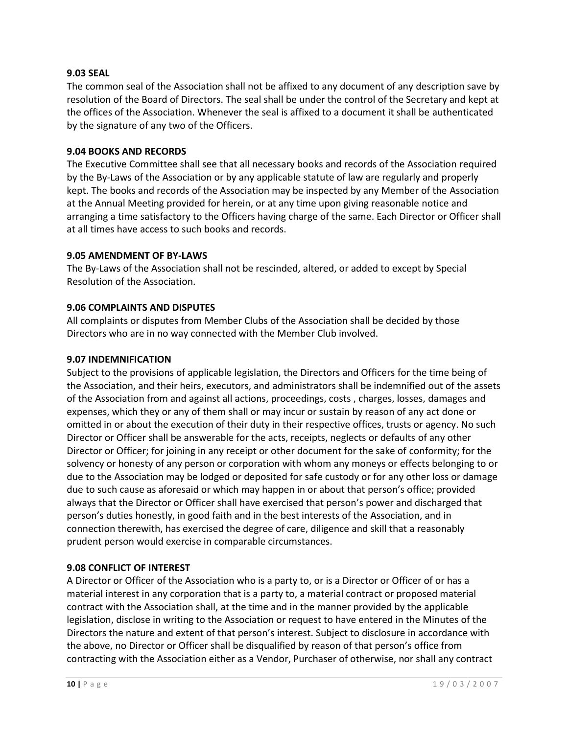**9.03 SEAL**

The common seal of the Association shall not be affixed to any document of any description save by resolution of the Board of Directors. The seal shall be under the control of the Secretary and kept at the offices of the Association. Whenever the seal is affixed to a document it shall be authenticated by the signature of any two of the Officers.

**9.04 BOOKS AND RECORDS**

The Executive Committee shall see that all necessary books and records of the Association required by the By-Laws of the Association or by any applicable statute of law are regularly and properly kept. The books and records of the Association may be inspected by any Member of the Association at the Annual Meeting provided for herein, or at any time upon giving reasonable notice and arranging a time satisfactory to the Officers having charge of the same. Each Director or Officer shall at all times have access to such books and records.

**9.05 AMENDMENT OF BY-LAWS**

The By-Laws of the Association shall not be rescinded, altered, or added to except by Special Resolution of the Association.

**9.06 COMPLAINTS AND DISPUTES**

All complaints or disputes from Member Clubs of the Association shall be decided by those Directors who are in no way connected with the Member Club involved.

**9.07 INDEMNIFICATION**

Subject to the provisions of applicable legislation, the Directors and Officers for the time being of the Association, and their heirs, executors, and administrators shall be indemnified out of the assets of the Association from and against all actions, proceedings, costs , charges, losses, damages and expenses, which they or any of them shall or may incur or sustain by reason of any act done or omitted in or about the execution of their duty in their respective offices, trusts or agency. No such Director or Officer shall be answerable for the acts, receipts, neglects or defaults of any other Director or Officer; for joining in any receipt or other document for the sake of conformity; for the solvency or honesty of any person or corporation with whom any moneys or effects belonging to or due to the Association may be lodged or deposited for safe custody or for any other loss or damage due to such cause as aforesaid or which may happen in or about that person's office; provided always that the Director or Officer shall have exercised that person's power and discharged that person's duties honestly, in good faith and in the best interests of the Association, and in connection therewith, has exercised the degree of care, diligence and skill that a reasonably prudent person would exercise in comparable circumstances.

**9.08 CONFLICT OF INTEREST**

A Director or Officer of the Association who is a party to, or is a Director or Officer of or has a material interest in any corporation that is a party to, a material contract or proposed material contract with the Association shall, at the time and in the manner provided by the applicable legislation, disclose in writing to the Association or request to have entered in the Minutes of the Directors the nature and extent of that person's interest. Subject to disclosure in accordance with the above, no Director or Officer shall be disqualified by reason of that person's office from contracting with the Association either as a Vendor, Purchaser of otherwise, nor shall any contract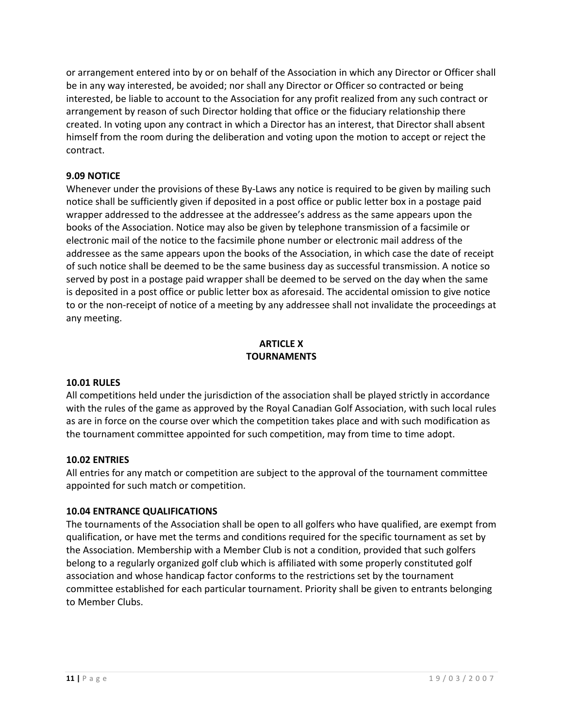or arrangement entered into by or on behalf of the Association in which any Director or Officer shall be in any way interested, be avoided; nor shall any Director or Officer so contracted or being interested, be liable to account to the Association for any profit realized from any such contract or arrangement by reason of such Director holding that office or the fiduciary relationship there created. In voting upon any contract in which a Director has an interest, that Director shall absent himself from the room during the deliberation and voting upon the motion to accept or reject the contract.

**9.09 NOTICE**

Whenever under the provisions of these By-Laws any notice is required to be given by mailing such notice shall be sufficiently given if deposited in a post office or public letter box in a postage paid wrapper addressed to the addressee at the addressee's address as the same appears upon the books of the Association. Notice may also be given by telephone transmission of a facsimile or electronic mail of the notice to the facsimile phone number or electronic mail address of the addressee as the same appears upon the books of the Association, in which case the date of receipt of such notice shall be deemed to be the same business day as successful transmission. A notice so served by post in a postage paid wrapper shall be deemed to be served on the day when the same is deposited in a post office or public letter box as aforesaid. The accidental omission to give notice to or the non-receipt of notice of a meeting by any addressee shall not invalidate the proceedings at any meeting.

## ARTICLE X
## TOURNAMENTS

**10.01 RULES**

All competitions held under the jurisdiction of the association shall be played strictly in accordance with the rules of the game as approved by the Royal Canadian Golf Association, with such local rules as are in force on the course over which the competition takes place and with such modification as the tournament committee appointed for such competition, may from time to time adopt.

**10.02 ENTRIES**

All entries for any match or competition are subject to the approval of the tournament committee appointed for such match or competition.

**10.04 ENTRANCE QUALIFICATIONS**

The tournaments of the Association shall be open to all golfers who have qualified, are exempt from qualification, or have met the terms and conditions required for the specific tournament as set by the Association. Membership with a Member Club is not a condition, provided that such golfers belong to a regularly organized golf club which is affiliated with some properly constituted golf association and whose handicap factor conforms to the restrictions set by the tournament committee established for each particular tournament. Priority shall be given to entrants belonging to Member Clubs.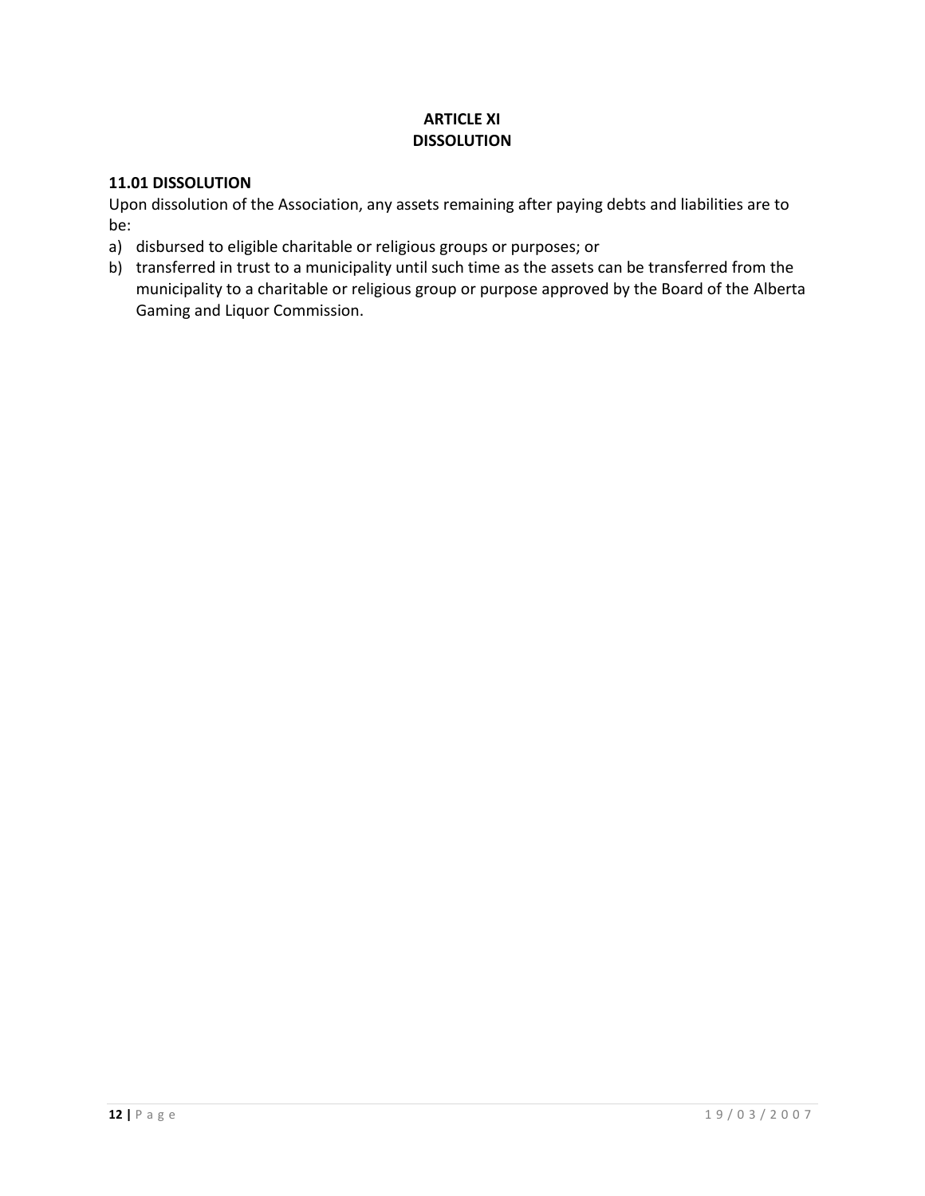## ARTICLE XI
## DISSOLUTION

### 11.01 DISSOLUTION

Upon dissolution of the Association, any assets remaining after paying debts and liabilities are to be:

a) disbursed to eligible charitable or religious groups or purposes; or
b) transferred in trust to a municipality until such time as the assets can be transferred from the municipality to a charitable or religious group or purpose approved by the Board of the Alberta Gaming and Liquor Commission.